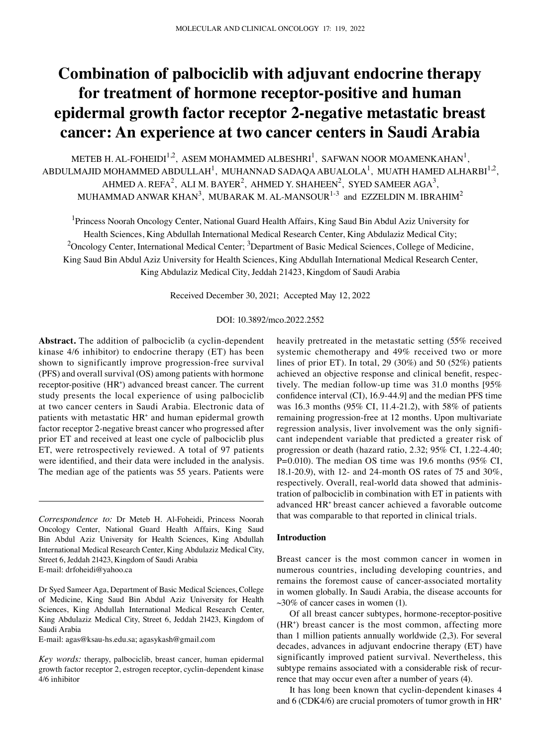# Combination of palbociclib with adjuvant endocrine therapy for treatment of hormone receptor-positive and human epidermal growth factor receptor 2-negative metastatic breast cancer: An experience at two cancer centers in Saudi Arabia

METEB H. AL-FOHEIDI[1,2], ASEM MOHAMMED ALBESHRI[1], SAFWAN NOOR MOAMENKAHAN[1], ABDULMAJID MOHAMMED ABDULLAH[1], MUHANNAD SADAQA ABUALOLA[1], MUATH HAMED ALHARBI[1,2], AHMED A. REFA[2], ALI M. BAYER[2], AHMED Y. SHAHEEN[2], SYED SAMEER AGA[3], MUHAMMAD ANWAR KHAN[3], MUBARAK M. AL-MANSOUR[1-3] and EZZELDIN M. IBRAHIM[2]

[1]Princess Noorah Oncology Center, National Guard Health Affairs, King Saud Bin Abdul Aziz University for Health Sciences, King Abdullah International Medical Research Center, King Abdulaziz Medical City; [2]Oncology Center, International Medical Center; [3]Department of Basic Medical Sciences, College of Medicine, King Saud Bin Abdul Aziz University for Health Sciences, King Abdullah International Medical Research Center, King Abdulaziz Medical City, Jeddah 21423, Kingdom of Saudi Arabia

Received December 30, 2021; Accepted May 12, 2022

DOI: 10.3892/mco.2022.2552

**Abstract.** The addition of palbociclib (a cyclin-dependent kinase 4/6 inhibitor) to endocrine therapy (ET) has been shown to significantly improve progression-free survival (PFS) and overall survival (OS) among patients with hormone receptor-positive ($HR^+$) advanced breast cancer. The current study presents the local experience of using palbociclib at two cancer centers in Saudi Arabia. Electronic data of patients with metastatic $HR^+$ and human epidermal growth factor receptor 2-negative breast cancer who progressed after prior ET and received at least one cycle of palbociclib plus ET, were retrospectively reviewed. A total of 97 patients were identified, and their data were included in the analysis. The median age of the patients was 55 years. Patients were heavily pretreated in the metastatic setting (55% received systemic chemotherapy and 49% received two or more lines of prior ET). In total, 29 (30%) and 50 (52%) patients achieved an objective response and clinical benefit, respectively. The median follow-up time was 31.0 months [95% confidence interval (CI), 16.9-44.9] and the median PFS time was 16.3 months (95% CI, 11.4-21.2), with 58% of patients remaining progression-free at 12 months. Upon multivariate regression analysis, liver involvement was the only significant independent variable that predicted a greater risk of progression or death (hazard ratio, 2.32; 95% CI, 1.22-4.40; P=0.010). The median OS time was 19.6 months (95% CI, 18.1-20.9), with 12- and 24-month OS rates of 75 and 30%, respectively. Overall, real-world data showed that administration of palbociclib in combination with ET in patients with advanced $HR^+$ breast cancer achieved a favorable outcome that was comparable to that reported in clinical trials.

*Correspondence to:* Dr Meteb H. Al-Foheidi, Princess Noorah Oncology Center, National Guard Health Affairs, King Saud Bin Abdul Aziz University for Health Sciences, King Abdullah International Medical Research Center, King Abdulaziz Medical City, Street 6, Jeddah 21423, Kingdom of Saudi Arabia
E-mail: drfoheidi@yahoo.ca

Dr Syed Sameer Aga, Department of Basic Medical Sciences, College of Medicine, King Saud Bin Abdul Aziz University for Health Sciences, King Abdullah International Medical Research Center, King Abdulaziz Medical City, Street 6, Jeddah 21423, Kingdom of Saudi Arabia
E-mail: agas@ksau-hs.edu.sa; agasykash@gmail.com

*Key words:* therapy, palbociclib, breast cancer, human epidermal growth factor receptor 2, estrogen receptor, cyclin-dependent kinase 4/6 inhibitor

## Introduction

Breast cancer is the most common cancer in women in numerous countries, including developing countries, and remains the foremost cause of cancer-associated mortality in women globally. In Saudi Arabia, the disease accounts for ~30% of cancer cases in women (1).

Of all breast cancer subtypes, hormone-receptor-positive ($HR^+$) breast cancer is the most common, affecting more than 1 million patients annually worldwide (2,3). For several decades, advances in adjuvant endocrine therapy (ET) have significantly improved patient survival. Nevertheless, this subtype remains associated with a considerable risk of recurrence that may occur even after a number of years (4).

It has long been known that cyclin-dependent kinases 4 and 6 (CDK4/6) are crucial promoters of tumor growth in $HR^+$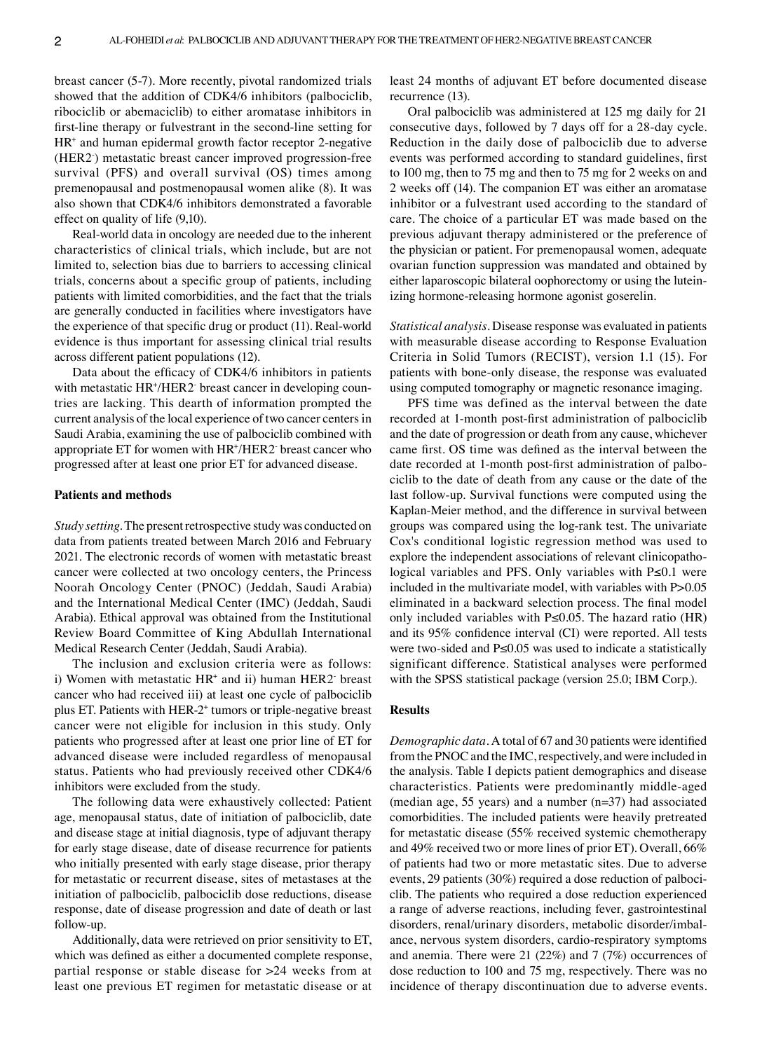breast cancer (5-7). More recently, pivotal randomized trials showed that the addition of CDK4/6 inhibitors (palbociclib, ribociclib or abemaciclib) to either aromatase inhibitors in first-line therapy or fulvestrant in the second-line setting for $HR^+$ and human epidermal growth factor receptor 2-negative ($HER2^-$) metastatic breast cancer improved progression-free survival (PFS) and overall survival (OS) times among premenopausal and postmenopausal women alike (8). It was also shown that CDK4/6 inhibitors demonstrated a favorable effect on quality of life (9,10).

Real-world data in oncology are needed due to the inherent characteristics of clinical trials, which include, but are not limited to, selection bias due to barriers to accessing clinical trials, concerns about a specific group of patients, including patients with limited comorbidities, and the fact that the trials are generally conducted in facilities where investigators have the experience of that specific drug or product (11). Real-world evidence is thus important for assessing clinical trial results across different patient populations (12).

Data about the efficacy of CDK4/6 inhibitors in patients with metastatic $HR^+$/$HER2^-$ breast cancer in developing countries are lacking. This dearth of information prompted the current analysis of the local experience of two cancer centers in Saudi Arabia, examining the use of palbociclib combined with appropriate ET for women with $HR^+$/$HER2^-$ breast cancer who progressed after at least one prior ET for advanced disease.

## Patients and methods

*Study setting.* The present retrospective study was conducted on data from patients treated between March 2016 and February 2021. The electronic records of women with metastatic breast cancer were collected at two oncology centers, the Princess Noorah Oncology Center (PNOC) (Jeddah, Saudi Arabia) and the International Medical Center (IMC) (Jeddah, Saudi Arabia). Ethical approval was obtained from the Institutional Review Board Committee of King Abdullah International Medical Research Center (Jeddah, Saudi Arabia).

The inclusion and exclusion criteria were as follows: i) Women with metastatic $HR^+$ and ii) human $HER2^-$ breast cancer who had received iii) at least one cycle of palbociclib plus ET. Patients with HER-$2^+$ tumors or triple-negative breast cancer were not eligible for inclusion in this study. Only patients who progressed after at least one prior line of ET for advanced disease were included regardless of menopausal status. Patients who had previously received other CDK4/6 inhibitors were excluded from the study.

The following data were exhaustively collected: Patient age, menopausal status, date of initiation of palbociclib, date and disease stage at initial diagnosis, type of adjuvant therapy for early stage disease, date of disease recurrence for patients who initially presented with early stage disease, prior therapy for metastatic or recurrent disease, sites of metastases at the initiation of palbociclib, palbociclib dose reductions, disease response, date of disease progression and date of death or last follow-up.

Additionally, data were retrieved on prior sensitivity to ET, which was defined as either a documented complete response, partial response or stable disease for >24 weeks from at least one previous ET regimen for metastatic disease or at least 24 months of adjuvant ET before documented disease recurrence (13).

Oral palbociclib was administered at 125 mg daily for 21 consecutive days, followed by 7 days off for a 28-day cycle. Reduction in the daily dose of palbociclib due to adverse events was performed according to standard guidelines, first to 100 mg, then to 75 mg and then to 75 mg for 2 weeks on and 2 weeks off (14). The companion ET was either an aromatase inhibitor or a fulvestrant used according to the standard of care. The choice of a particular ET was made based on the previous adjuvant therapy administered or the preference of the physician or patient. For premenopausal women, adequate ovarian function suppression was mandated and obtained by either laparoscopic bilateral oophorectomy or using the luteinizing hormone-releasing hormone agonist goserelin.

*Statistical analysis.* Disease response was evaluated in patients with measurable disease according to Response Evaluation Criteria in Solid Tumors (RECIST), version 1.1 (15). For patients with bone-only disease, the response was evaluated using computed tomography or magnetic resonance imaging.

PFS time was defined as the interval between the date recorded at 1-month post-first administration of palbociclib and the date of progression or death from any cause, whichever came first. OS time was defined as the interval between the date recorded at 1-month post-first administration of palbociclib to the date of death from any cause or the date of the last follow-up. Survival functions were computed using the Kaplan-Meier method, and the difference in survival between groups was compared using the log-rank test. The univariate Cox's conditional logistic regression method was used to explore the independent associations of relevant clinicopathological variables and PFS. Only variables with $P\leq0.1$ were included in the multivariate model, with variables with $P>0.05$ eliminated in a backward selection process. The final model only included variables with $P\leq0.05$. The hazard ratio (HR) and its 95% confidence interval (CI) were reported. All tests were two-sided and $P\leq0.05$ was used to indicate a statistically significant difference. Statistical analyses were performed with the SPSS statistical package (version 25.0; IBM Corp.).

## Results

*Demographic data.* A total of 67 and 30 patients were identified from the PNOC and the IMC, respectively, and were included in the analysis. Table I depicts patient demographics and disease characteristics. Patients were predominantly middle-aged (median age, 55 years) and a number (n=37) had associated comorbidities. The included patients were heavily pretreated for metastatic disease (55% received systemic chemotherapy and 49% received two or more lines of prior ET). Overall, 66% of patients had two or more metastatic sites. Due to adverse events, 29 patients (30%) required a dose reduction of palbociclib. The patients who required a dose reduction experienced a range of adverse reactions, including fever, gastrointestinal disorders, renal/urinary disorders, metabolic disorder/imbalance, nervous system disorders, cardio-respiratory symptoms and anemia. There were 21 (22%) and 7 (7%) occurrences of dose reduction to 100 and 75 mg, respectively. There was no incidence of therapy discontinuation due to adverse events.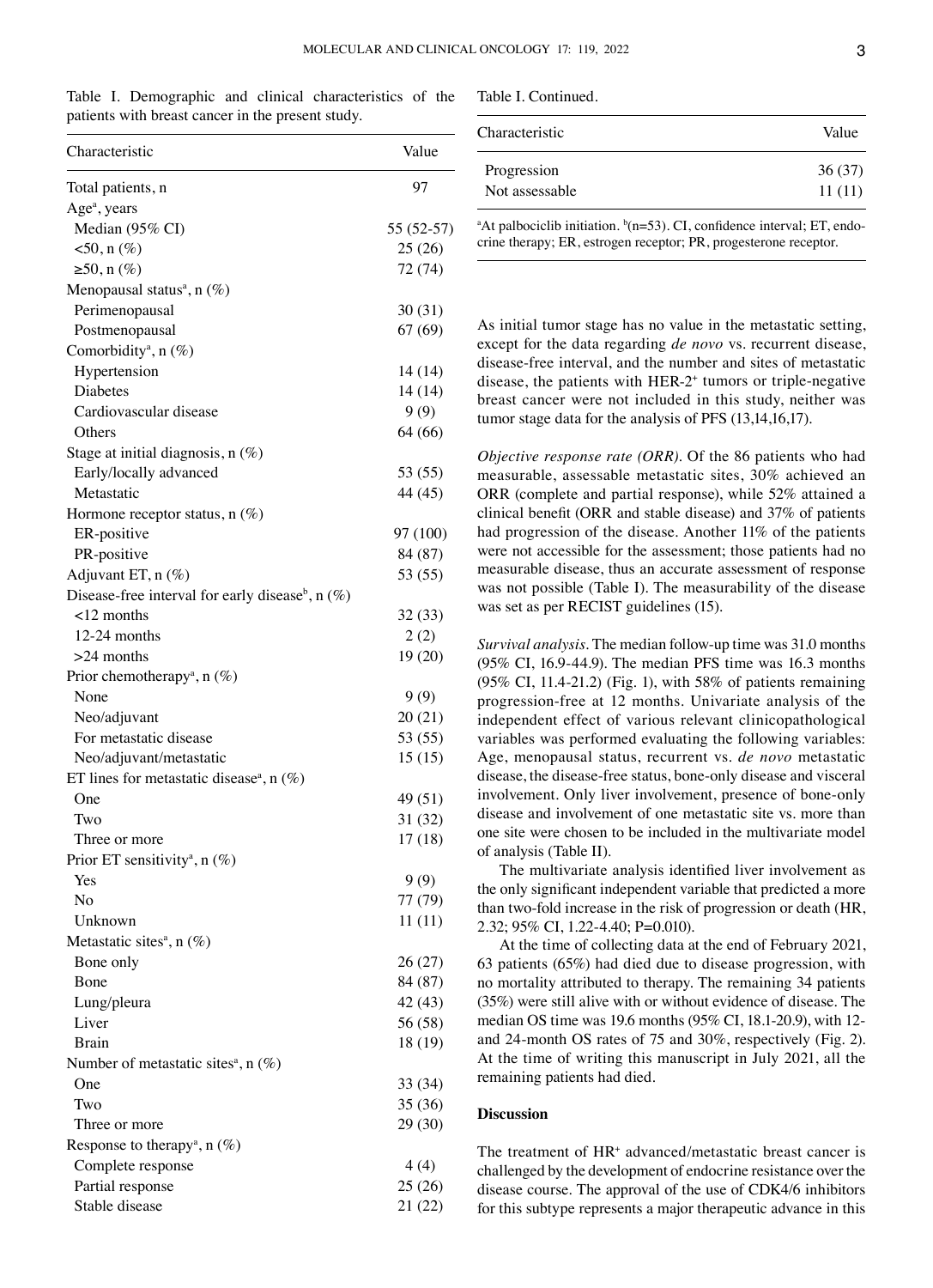Table I. Demographic and clinical characteristics of the patients with breast cancer in the present study.

| Characteristic | Value |
|---|---|
| Total patients, n | 97 |
| Age[a], years | |
| Median (95% CI) | 55 (52-57) |
| <50, n (%) | 25 (26) |
| ≥50, n (%) | 72 (74) |
| Menopausal status[a], n (%) | |
| Perimenopausal | 30 (31) |
| Postmenopausal | 67 (69) |
| Comorbidity[a], n (%) | |
| Hypertension | 14 (14) |
| Diabetes | 14 (14) |
| Cardiovascular disease | 9 (9) |
| Others | 64 (66) |
| Stage at initial diagnosis, n (%) | |
| Early/locally advanced | 53 (55) |
| Metastatic | 44 (45) |
| Hormone receptor status, n (%) | |
| ER-positive | 97 (100) |
| PR-positive | 84 (87) |
| Adjuvant ET, n (%) | 53 (55) |
| Disease-free interval for early disease[b], n (%) | |
| <12 months | 32 (33) |
| 12-24 months | 2 (2) |
| >24 months | 19 (20) |
| Prior chemotherapy[a], n (%) | |
| None | 9 (9) |
| Neo/adjuvant | 20 (21) |
| For metastatic disease | 53 (55) |
| Neo/adjuvant/metastatic | 15 (15) |
| ET lines for metastatic disease[a], n (%) | |
| One | 49 (51) |
| Two | 31 (32) |
| Three or more | 17 (18) |
| Prior ET sensitivity[a], n (%) | |
| Yes | 9 (9) |
| No | 77 (79) |
| Unknown | 11 (11) |
| Metastatic sites[a], n (%) | |
| Bone only | 26 (27) |
| Bone | 84 (87) |
| Lung/pleura | 42 (43) |
| Liver | 56 (58) |
| Brain | 18 (19) |
| Number of metastatic sites[a], n (%) | |
| One | 33 (34) |
| Two | 35 (36) |
| Three or more | 29 (30) |
| Response to therapy[a], n (%) | |
| Complete response | 4 (4) |
| Partial response | 25 (26) |
| Stable disease | 21 (22) |
| Progression | 36 (37) |
| Not assessable | 11 (11) |

[a]At palbociclib initiation. [b](n=53). CI, confidence interval; ET, endocrine therapy; ER, estrogen receptor; PR, progesterone receptor.

As initial tumor stage has no value in the metastatic setting, except for the data regarding *de novo* vs. recurrent disease, disease-free interval, and the number and sites of metastatic disease, the patients with HER-2[+] tumors or triple-negative breast cancer were not included in this study, neither was tumor stage data for the analysis of PFS (13,14,16,17).

*Objective response rate (ORR).* Of the 86 patients who had measurable, assessable metastatic sites, 30% achieved an ORR (complete and partial response), while 52% attained a clinical benefit (ORR and stable disease) and 37% of patients had progression of the disease. Another 11% of the patients were not accessible for the assessment; those patients had no measurable disease, thus an accurate assessment of response was not possible (Table I). The measurability of the disease was set as per RECIST guidelines (15).

*Survival analysis.* The median follow-up time was 31.0 months (95% CI, 16.9-44.9). The median PFS time was 16.3 months (95% CI, 11.4-21.2) (Fig. 1), with 58% of patients remaining progression-free at 12 months. Univariate analysis of the independent effect of various relevant clinicopathological variables was performed evaluating the following variables: Age, menopausal status, recurrent vs. *de novo* metastatic disease, the disease-free status, bone-only disease and visceral involvement. Only liver involvement, presence of bone-only disease and involvement of one metastatic site vs. more than one site were chosen to be included in the multivariate model of analysis (Table II).

The multivariate analysis identified liver involvement as the only significant independent variable that predicted a more than two-fold increase in the risk of progression or death (HR, 2.32; 95% CI, 1.22-4.40; P=0.010).

At the time of collecting data at the end of February 2021, 63 patients (65%) had died due to disease progression, with no mortality attributed to therapy. The remaining 34 patients (35%) were still alive with or without evidence of disease. The median OS time was 19.6 months (95% CI, 18.1-20.9), with 12- and 24-month OS rates of 75 and 30%, respectively (Fig. 2). At the time of writing this manuscript in July 2021, all the remaining patients had died.

## Discussion

The treatment of HR[+] advanced/metastatic breast cancer is challenged by the development of endocrine resistance over the disease course. The approval of the use of CDK4/6 inhibitors for this subtype represents a major therapeutic advance in this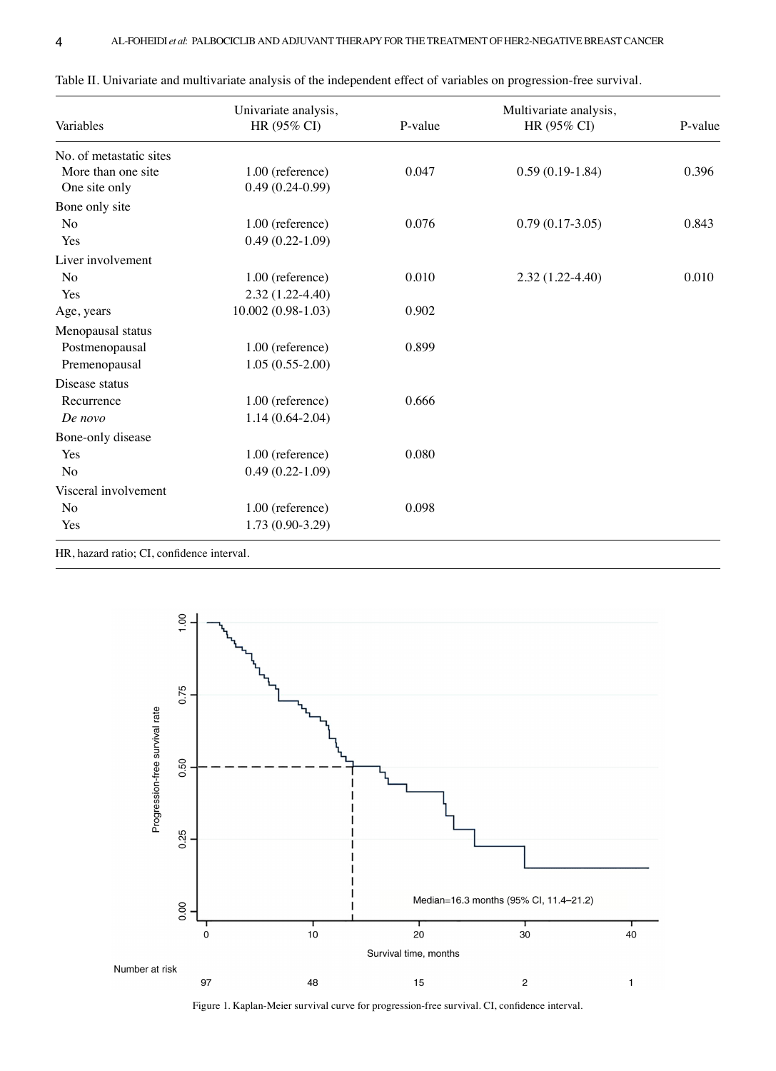Table II. Univariate and multivariate analysis of the independent effect of variables on progression-free survival.

| Variables | Univariate analysis, HR (95% CI) | P-value | Multivariate analysis, HR (95% CI) | P-value |
|---|---|---|---|---|
| No. of metastatic sites | | | | |
| More than one site | 1.00 (reference) | 0.047 | 0.59 (0.19-1.84) | 0.396 |
| One site only | 0.49 (0.24-0.99) | | | |
| Bone only site | | | | |
| No | 1.00 (reference) | 0.076 | 0.79 (0.17-3.05) | 0.843 |
| Yes | 0.49 (0.22-1.09) | | | |
| Liver involvement | | | | |
| No | 1.00 (reference) | 0.010 | 2.32 (1.22-4.40) | 0.010 |
| Yes | 2.32 (1.22-4.40) | | | |
| Age, years | 10.002 (0.98-1.03) | 0.902 | | |
| Menopausal status | | | | |
| Postmenopausal | 1.00 (reference) | 0.899 | | |
| Premenopausal | 1.05 (0.55-2.00) | | | |
| Disease status | | | | |
| Recurrence | 1.00 (reference) | 0.666 | | |
| *De novo* | 1.14 (0.64-2.04) | | | |
| Bone-only disease | | | | |
| Yes | 1.00 (reference) | 0.080 | | |
| No | 0.49 (0.22-1.09) | | | |
| Visceral involvement | | | | |
| No | 1.00 (reference) | 0.098 | | |
| Yes | 1.73 (0.90-3.29) | | | |

HR, hazard ratio; CI, confidence interval.

Figure 1. Kaplan-Meier survival curve for progression-free survival. CI, confidence interval.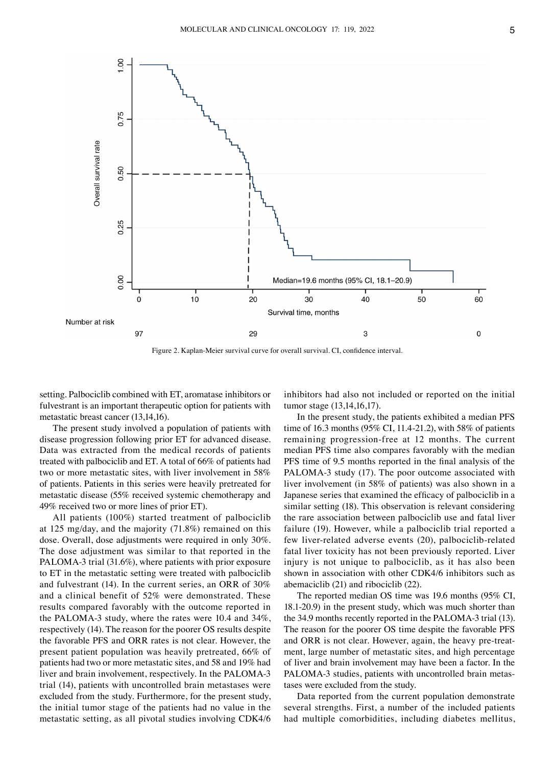Figure 2. Kaplan-Meier survival curve for overall survival. CI, confidence interval.

setting. Palbociclib combined with ET, aromatase inhibitors or fulvestrant is an important therapeutic option for patients with metastatic breast cancer (13,14,16).

The present study involved a population of patients with disease progression following prior ET for advanced disease. Data was extracted from the medical records of patients treated with palbociclib and ET. A total of 66% of patients had two or more metastatic sites, with liver involvement in 58% of patients. Patients in this series were heavily pretreated for metastatic disease (55% received systemic chemotherapy and 49% received two or more lines of prior ET).

All patients (100%) started treatment of palbociclib at 125 mg/day, and the majority (71.8%) remained on this dose. Overall, dose adjustments were required in only 30%. The dose adjustment was similar to that reported in the PALOMA-3 trial (31.6%), where patients with prior exposure to ET in the metastatic setting were treated with palbociclib and fulvestrant (14). In the current series, an ORR of 30% and a clinical benefit of 52% were demonstrated. These results compared favorably with the outcome reported in the PALOMA-3 study, where the rates were 10.4 and 34%, respectively (14). The reason for the poorer OS results despite the favorable PFS and ORR rates is not clear. However, the present patient population was heavily pretreated, 66% of patients had two or more metastatic sites, and 58 and 19% had liver and brain involvement, respectively. In the PALOMA-3 trial (14), patients with uncontrolled brain metastases were excluded from the study. Furthermore, for the present study, the initial tumor stage of the patients had no value in the metastatic setting, as all pivotal studies involving CDK4/6 inhibitors had also not included or reported on the initial tumor stage (13,14,16,17).

In the present study, the patients exhibited a median PFS time of 16.3 months (95% CI, 11.4-21.2), with 58% of patients remaining progression-free at 12 months. The current median PFS time also compares favorably with the median PFS time of 9.5 months reported in the final analysis of the PALOMA-3 study (17). The poor outcome associated with liver involvement (in 58% of patients) was also shown in a Japanese series that examined the efficacy of palbociclib in a similar setting (18). This observation is relevant considering the rare association between palbociclib use and fatal liver failure (19). However, while a palbociclib trial reported a few liver-related adverse events (20), palbociclib-related fatal liver toxicity has not been previously reported. Liver injury is not unique to palbociclib, as it has also been shown in association with other CDK4/6 inhibitors such as abemaciclib (21) and ribociclib (22).

The reported median OS time was 19.6 months (95% CI, 18.1-20.9) in the present study, which was much shorter than the 34.9 months recently reported in the PALOMA-3 trial (13). The reason for the poorer OS time despite the favorable PFS and ORR is not clear. However, again, the heavy pre-treatment, large number of metastatic sites, and high percentage of liver and brain involvement may have been a factor. In the PALOMA-3 studies, patients with uncontrolled brain metastases were excluded from the study.

Data reported from the current population demonstrate several strengths. First, a number of the included patients had multiple comorbidities, including diabetes mellitus,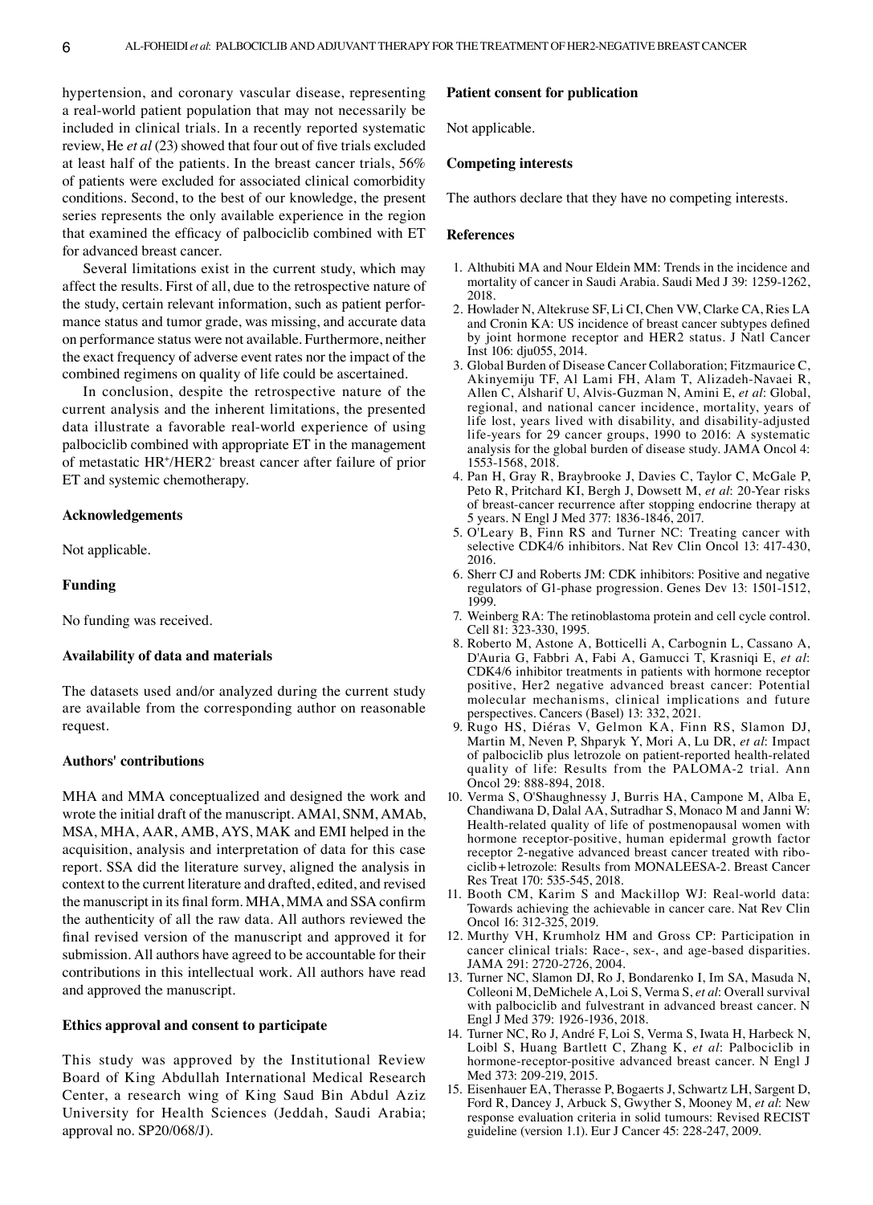hypertension, and coronary vascular disease, representing a real-world patient population that may not necessarily be included in clinical trials. In a recently reported systematic review, He *et al* (23) showed that four out of five trials excluded at least half of the patients. In the breast cancer trials, 56% of patients were excluded for associated clinical comorbidity conditions. Second, to the best of our knowledge, the present series represents the only available experience in the region that examined the efficacy of palbociclib combined with ET for advanced breast cancer.

Several limitations exist in the current study, which may affect the results. First of all, due to the retrospective nature of the study, certain relevant information, such as patient performance status and tumor grade, was missing, and accurate data on performance status were not available. Furthermore, neither the exact frequency of adverse event rates nor the impact of the combined regimens on quality of life could be ascertained.

In conclusion, despite the retrospective nature of the current analysis and the inherent limitations, the presented data illustrate a favorable real-world experience of using palbociclib combined with appropriate ET in the management of metastatic $HR^+/HER2^-$ breast cancer after failure of prior ET and systemic chemotherapy.

## Acknowledgements

Not applicable.

## Funding

No funding was received.

## Availability of data and materials

The datasets used and/or analyzed during the current study are available from the corresponding author on reasonable request.

## Authors' contributions

MHA and MMA conceptualized and designed the work and wrote the initial draft of the manuscript. AMAl, SNM, AMAb, MSA, MHA, AAR, AMB, AYS, MAK and EMI helped in the acquisition, analysis and interpretation of data for this case report. SSA did the literature survey, aligned the analysis in context to the current literature and drafted, edited, and revised the manuscript in its final form. MHA, MMA and SSA confirm the authenticity of all the raw data. All authors reviewed the final revised version of the manuscript and approved it for submission. All authors have agreed to be accountable for their contributions in this intellectual work. All authors have read and approved the manuscript.

## Ethics approval and consent to participate

This study was approved by the Institutional Review Board of King Abdullah International Medical Research Center, a research wing of King Saud Bin Abdul Aziz University for Health Sciences (Jeddah, Saudi Arabia; approval no. SP20/068/J).

## Patient consent for publication

Not applicable.

## Competing interests

The authors declare that they have no competing interests.

## References

1. Althubiti MA and Nour Eldein MM: Trends in the incidence and mortality of cancer in Saudi Arabia. Saudi Med J 39: 1259-1262, 2018.
2. Howlader N, Altekruse SF, Li CI, Chen VW, Clarke CA, Ries LA and Cronin KA: US incidence of breast cancer subtypes defined by joint hormone receptor and HER2 status. J Natl Cancer Inst 106: dju055, 2014.
3. Global Burden of Disease Cancer Collaboration; Fitzmaurice C, Akinyemiju TF, Al Lami FH, Alam T, Alizadeh-Navaei R, Allen C, Alsharif U, Alvis-Guzman N, Amini E, *et al*: Global, regional, and national cancer incidence, mortality, years of life lost, years lived with disability, and disability-adjusted life-years for 29 cancer groups, 1990 to 2016: A systematic analysis for the global burden of disease study. JAMA Oncol 4: 1553-1568, 2018.
4. Pan H, Gray R, Braybrooke J, Davies C, Taylor C, McGale P, Peto R, Pritchard KI, Bergh J, Dowsett M, *et al*: 20-Year risks of breast-cancer recurrence after stopping endocrine therapy at 5 years. N Engl J Med 377: 1836-1846, 2017.
5. O'Leary B, Finn RS and Turner NC: Treating cancer with selective CDK4/6 inhibitors. Nat Rev Clin Oncol 13: 417-430, 2016.
6. Sherr CJ and Roberts JM: CDK inhibitors: Positive and negative regulators of G1-phase progression. Genes Dev 13: 1501-1512, 1999.
7. Weinberg RA: The retinoblastoma protein and cell cycle control. Cell 81: 323-330, 1995.
8. Roberto M, Astone A, Botticelli A, Carbognin L, Cassano A, D'Auria G, Fabbri A, Fabi A, Gamucci T, Krasniqi E, *et al*: CDK4/6 inhibitor treatments in patients with hormone receptor positive, Her2 negative advanced breast cancer: Potential molecular mechanisms, clinical implications and future perspectives. Cancers (Basel) 13: 332, 2021.
9. Rugo HS, Diéras V, Gelmon KA, Finn RS, Slamon DJ, Martin M, Neven P, Shparyk Y, Mori A, Lu DR, *et al*: Impact of palbociclib plus letrozole on patient-reported health-related quality of life: Results from the PALOMA-2 trial. Ann Oncol 29: 888-894, 2018.
10. Verma S, O'Shaughnessy J, Burris HA, Campone M, Alba E, Chandiwana D, Dalal AA, Sutradhar S, Monaco M and Janni W: Health-related quality of life of postmenopausal women with hormone receptor-positive, human epidermal growth factor receptor 2-negative advanced breast cancer treated with ribociclib+letrozole: Results from MONALEESA-2. Breast Cancer Res Treat 170: 535-545, 2018.
11. Booth CM, Karim S and Mackillop WJ: Real-world data: Towards achieving the achievable in cancer care. Nat Rev Clin Oncol 16: 312-325, 2019.
12. Murthy VH, Krumholz HM and Gross CP: Participation in cancer clinical trials: Race-, sex-, and age-based disparities. JAMA 291: 2720-2726, 2004.
13. Turner NC, Slamon DJ, Ro J, Bondarenko I, Im SA, Masuda N, Colleoni M, DeMichele A, Loi S, Verma S, *et al*: Overall survival with palbociclib and fulvestrant in advanced breast cancer. N Engl J Med 379: 1926-1936, 2018.
14. Turner NC, Ro J, André F, Loi S, Verma S, Iwata H, Harbeck N, Loibl S, Huang Bartlett C, Zhang K, *et al*: Palbociclib in hormone-receptor-positive advanced breast cancer. N Engl J Med 373: 209-219, 2015.
15. Eisenhauer EA, Therasse P, Bogaerts J, Schwartz LH, Sargent D, Ford R, Dancey J, Arbuck S, Gwyther S, Mooney M, *et al*: New response evaluation criteria in solid tumours: Revised RECIST guideline (version 1.1). Eur J Cancer 45: 228-247, 2009.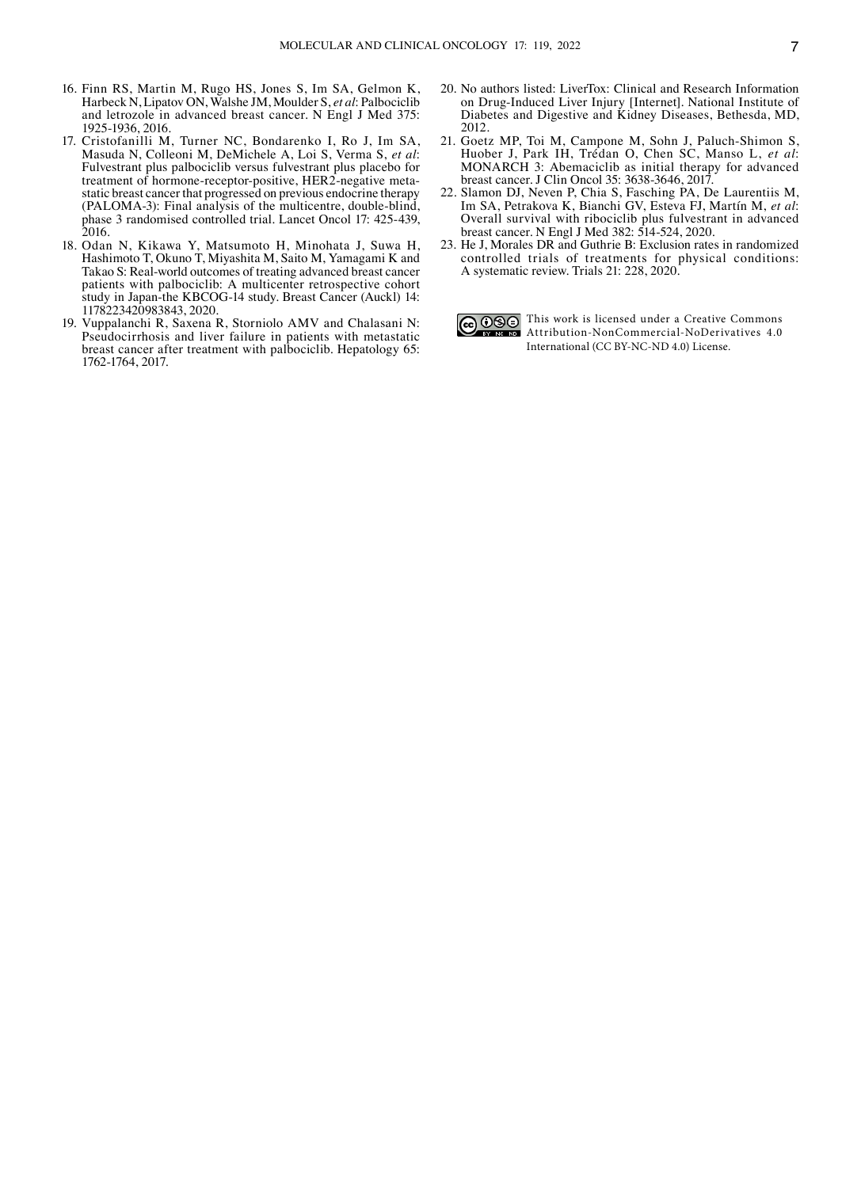16. Finn RS, Martin M, Rugo HS, Jones S, Im SA, Gelmon K, Harbeck N, Lipatov ON, Walshe JM, Moulder S, *et al*: Palbociclib and letrozole in advanced breast cancer. N Engl J Med 375: 1925-1936, 2016.
17. Cristofanilli M, Turner NC, Bondarenko I, Ro J, Im SA, Masuda N, Colleoni M, DeMichele A, Loi S, Verma S, *et al*: Fulvestrant plus palbociclib versus fulvestrant plus placebo for treatment of hormone-receptor-positive, HER2-negative metastatic breast cancer that progressed on previous endocrine therapy (PALOMA-3): Final analysis of the multicentre, double-blind, phase 3 randomised controlled trial. Lancet Oncol 17: 425-439, 2016.
18. Odan N, Kikawa Y, Matsumoto H, Minohata J, Suwa H, Hashimoto T, Okuno T, Miyashita M, Saito M, Yamagami K and Takao S: Real-world outcomes of treating advanced breast cancer patients with palbociclib: A multicenter retrospective cohort study in Japan-the KBCOG-14 study. Breast Cancer (Auckl) 14: 1178223420983843, 2020.
19. Vuppalanchi R, Saxena R, Storniolo AMV and Chalasani N: Pseudocirrhosis and liver failure in patients with metastatic breast cancer after treatment with palbociclib. Hepatology 65: 1762-1764, 2017.
20. No authors listed: LiverTox: Clinical and Research Information on Drug-Induced Liver Injury [Internet]. National Institute of Diabetes and Digestive and Kidney Diseases, Bethesda, MD, 2012.
21. Goetz MP, Toi M, Campone M, Sohn J, Paluch-Shimon S, Huober J, Park IH, Trédan O, Chen SC, Manso L, *et al*: MONARCH 3: Abemaciclib as initial therapy for advanced breast cancer. J Clin Oncol 35: 3638-3646, 2017.
22. Slamon DJ, Neven P, Chia S, Fasching PA, De Laurentiis M, Im SA, Petrakova K, Bianchi GV, Esteva FJ, Martín M, *et al*: Overall survival with ribociclib plus fulvestrant in advanced breast cancer. N Engl J Med 382: 514-524, 2020.
23. He J, Morales DR and Guthrie B: Exclusion rates in randomized controlled trials of treatments for physical conditions: A systematic review. Trials 21: 228, 2020.

This work is licensed under a Creative Commons Attribution-NonCommercial-NoDerivatives 4.0 International (CC BY-NC-ND 4.0) License.